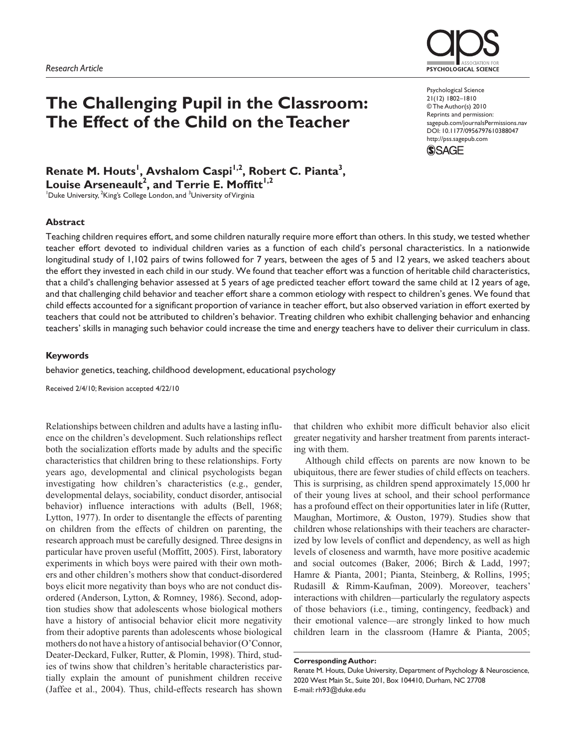*Research Article*

# The Challenging Pupil in the Classroom: The Effect of the Child on the Teacher

Psychological Science
21(12) 1802–1810
© The Author(s) 2010
Reprints and permission: sagepub.com/journalsPermissions.nav
DOI: 10.1177/0956797610388047
http://pss.sagepub.com

**Renate M. Houts[1], Avshalom Caspi[1,2], Robert C. Pianta[3], Louise Arseneault[2], and Terrie E. Moffitt[1,2]**

[1]Duke University, [2]King's College London, and [3]University of Virginia

## Abstract

Teaching children requires effort, and some children naturally require more effort than others. In this study, we tested whether teacher effort devoted to individual children varies as a function of each child's personal characteristics. In a nationwide longitudinal study of 1,102 pairs of twins followed for 7 years, between the ages of 5 and 12 years, we asked teachers about the effort they invested in each child in our study. We found that teacher effort was a function of heritable child characteristics, that a child's challenging behavior assessed at 5 years of age predicted teacher effort toward the same child at 12 years of age, and that challenging child behavior and teacher effort share a common etiology with respect to children's genes. We found that child effects accounted for a significant proportion of variance in teacher effort, but also observed variation in effort exerted by teachers that could not be attributed to children's behavior. Treating children who exhibit challenging behavior and enhancing teachers' skills in managing such behavior could increase the time and energy teachers have to deliver their curriculum in class.

## Keywords

behavior genetics, teaching, childhood development, educational psychology

Received 2/4/10; Revision accepted 4/22/10

Relationships between children and adults have a lasting influence on the children's development. Such relationships reflect both the socialization efforts made by adults and the specific characteristics that children bring to these relationships. Forty years ago, developmental and clinical psychologists began investigating how children's characteristics (e.g., gender, developmental delays, sociability, conduct disorder, antisocial behavior) influence interactions with adults (Bell, 1968; Lytton, 1977). In order to disentangle the effects of parenting on children from the effects of children on parenting, the research approach must be carefully designed. Three designs in particular have proven useful (Moffitt, 2005). First, laboratory experiments in which boys were paired with their own mothers and other children's mothers show that conduct-disordered boys elicit more negativity than boys who are not conduct disordered (Anderson, Lytton, & Romney, 1986). Second, adoption studies show that adolescents whose biological mothers have a history of antisocial behavior elicit more negativity from their adoptive parents than adolescents whose biological mothers do not have a history of antisocial behavior (O'Connor, Deater-Deckard, Fulker, Rutter, & Plomin, 1998). Third, studies of twins show that children's heritable characteristics partially explain the amount of punishment children receive (Jaffee et al., 2004). Thus, child-effects research has shown that children who exhibit more difficult behavior also elicit greater negativity and harsher treatment from parents interacting with them.

Although child effects on parents are now known to be ubiquitous, there are fewer studies of child effects on teachers. This is surprising, as children spend approximately 15,000 hr of their young lives at school, and their school performance has a profound effect on their opportunities later in life (Rutter, Maughan, Mortimore, & Ouston, 1979). Studies show that children whose relationships with their teachers are characterized by low levels of conflict and dependency, as well as high levels of closeness and warmth, have more positive academic and social outcomes (Baker, 2006; Birch & Ladd, 1997; Hamre & Pianta, 2001; Pianta, Steinberg, & Rollins, 1995; Rudasill & Rimm-Kaufman, 2009). Moreover, teachers' interactions with children—particularly the regulatory aspects of those behaviors (i.e., timing, contingency, feedback) and their emotional valence—are strongly linked to how much children learn in the classroom (Hamre & Pianta, 2005;

**Corresponding Author:**
Renate M. Houts, Duke University, Department of Psychology & Neuroscience, 2020 West Main St., Suite 201, Box 104410, Durham, NC 27708
E-mail: rh93@duke.edu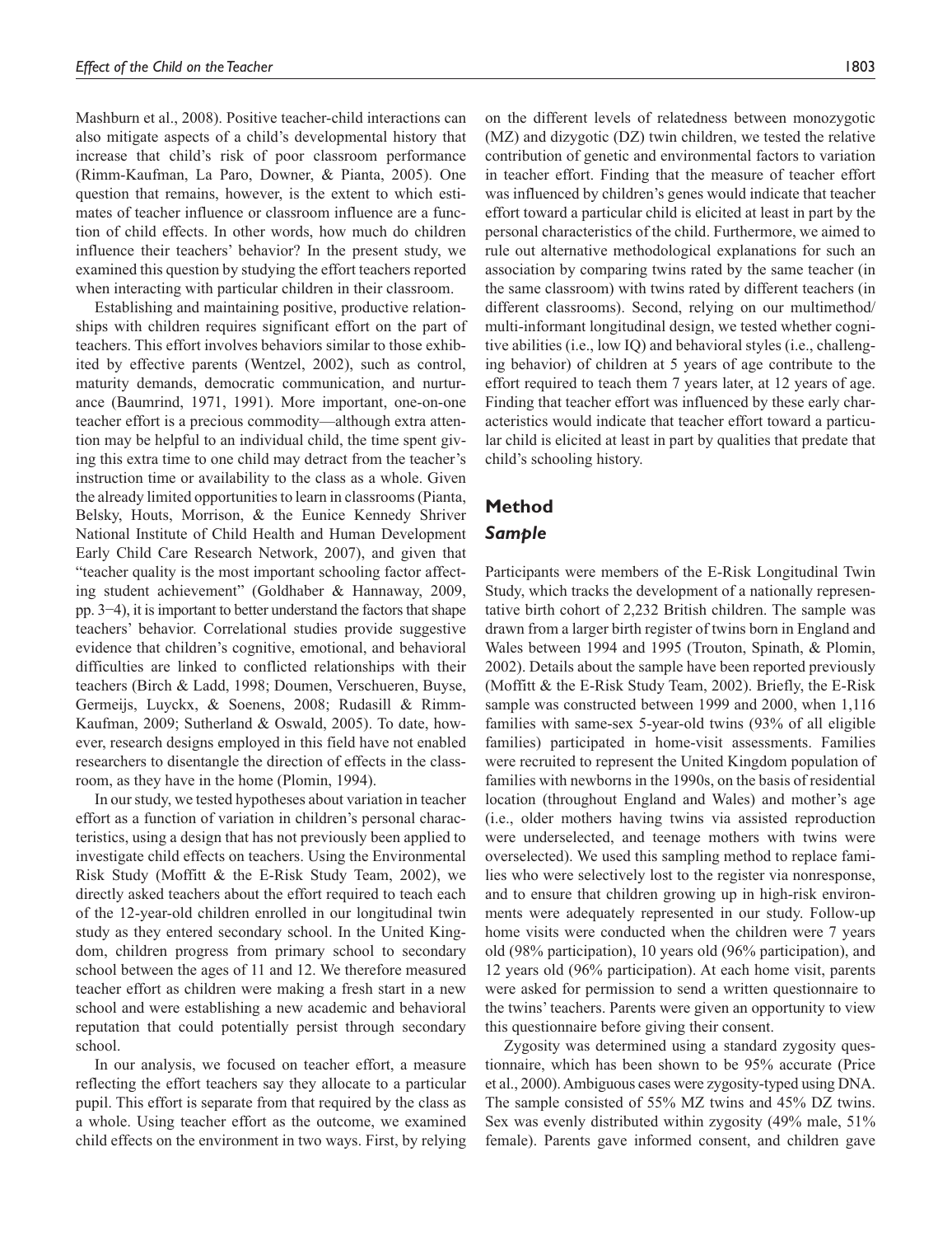Mashburn et al., 2008). Positive teacher-child interactions can also mitigate aspects of a child's developmental history that increase that child's risk of poor classroom performance (Rimm-Kaufman, La Paro, Downer, & Pianta, 2005). One question that remains, however, is the extent to which estimates of teacher influence or classroom influence are a function of child effects. In other words, how much do children influence their teachers' behavior? In the present study, we examined this question by studying the effort teachers reported when interacting with particular children in their classroom.

Establishing and maintaining positive, productive relationships with children requires significant effort on the part of teachers. This effort involves behaviors similar to those exhibited by effective parents (Wentzel, 2002), such as control, maturity demands, democratic communication, and nurturance (Baumrind, 1971, 1991). More important, one-on-one teacher effort is a precious commodity—although extra attention may be helpful to an individual child, the time spent giving this extra time to one child may detract from the teacher's instruction time or availability to the class as a whole. Given the already limited opportunities to learn in classrooms (Pianta, Belsky, Houts, Morrison, & the Eunice Kennedy Shriver National Institute of Child Health and Human Development Early Child Care Research Network, 2007), and given that "teacher quality is the most important schooling factor affecting student achievement" (Goldhaber & Hannaway, 2009, pp. 3–4), it is important to better understand the factors that shape teachers' behavior. Correlational studies provide suggestive evidence that children's cognitive, emotional, and behavioral difficulties are linked to conflicted relationships with their teachers (Birch & Ladd, 1998; Doumen, Verschueren, Buyse, Germeijs, Luyckx, & Soenens, 2008; Rudasill & Rimm-Kaufman, 2009; Sutherland & Oswald, 2005). To date, however, research designs employed in this field have not enabled researchers to disentangle the direction of effects in the classroom, as they have in the home (Plomin, 1994).

In our study, we tested hypotheses about variation in teacher effort as a function of variation in children's personal characteristics, using a design that has not previously been applied to investigate child effects on teachers. Using the Environmental Risk Study (Moffitt & the E-Risk Study Team, 2002), we directly asked teachers about the effort required to teach each of the 12-year-old children enrolled in our longitudinal twin study as they entered secondary school. In the United Kingdom, children progress from primary school to secondary school between the ages of 11 and 12. We therefore measured teacher effort as children were making a fresh start in a new school and were establishing a new academic and behavioral reputation that could potentially persist through secondary school.

In our analysis, we focused on teacher effort, a measure reflecting the effort teachers say they allocate to a particular pupil. This effort is separate from that required by the class as a whole. Using teacher effort as the outcome, we examined child effects on the environment in two ways. First, by relying on the different levels of relatedness between monozygotic (MZ) and dizygotic (DZ) twin children, we tested the relative contribution of genetic and environmental factors to variation in teacher effort. Finding that the measure of teacher effort was influenced by children's genes would indicate that teacher effort toward a particular child is elicited at least in part by the personal characteristics of the child. Furthermore, we aimed to rule out alternative methodological explanations for such an association by comparing twins rated by the same teacher (in the same classroom) with twins rated by different teachers (in different classrooms). Second, relying on our multimethod/multi-informant longitudinal design, we tested whether cognitive abilities (i.e., low IQ) and behavioral styles (i.e., challenging behavior) of children at 5 years of age contribute to the effort required to teach them 7 years later, at 12 years of age. Finding that teacher effort was influenced by these early characteristics would indicate that teacher effort toward a particular child is elicited at least in part by qualities that predate that child's schooling history.

## Method

### Sample

Participants were members of the E-Risk Longitudinal Twin Study, which tracks the development of a nationally representative birth cohort of 2,232 British children. The sample was drawn from a larger birth register of twins born in England and Wales between 1994 and 1995 (Trouton, Spinath, & Plomin, 2002). Details about the sample have been reported previously (Moffitt & the E-Risk Study Team, 2002). Briefly, the E-Risk sample was constructed between 1999 and 2000, when 1,116 families with same-sex 5-year-old twins (93% of all eligible families) participated in home-visit assessments. Families were recruited to represent the United Kingdom population of families with newborns in the 1990s, on the basis of residential location (throughout England and Wales) and mother's age (i.e., older mothers having twins via assisted reproduction were underselected, and teenage mothers with twins were overselected). We used this sampling method to replace families who were selectively lost to the register via nonresponse, and to ensure that children growing up in high-risk environments were adequately represented in our study. Follow-up home visits were conducted when the children were 7 years old (98% participation), 10 years old (96% participation), and 12 years old (96% participation). At each home visit, parents were asked for permission to send a written questionnaire to the twins' teachers. Parents were given an opportunity to view this questionnaire before giving their consent.

Zygosity was determined using a standard zygosity questionnaire, which has been shown to be 95% accurate (Price et al., 2000). Ambiguous cases were zygosity-typed using DNA. The sample consisted of 55% MZ twins and 45% DZ twins. Sex was evenly distributed within zygosity (49% male, 51% female). Parents gave informed consent, and children gave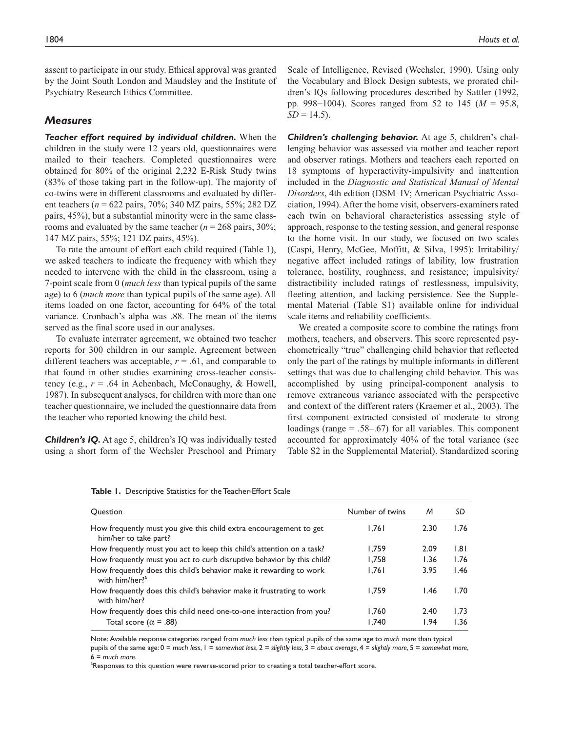assent to participate in our study. Ethical approval was granted by the Joint South London and Maudsley and the Institute of Psychiatry Research Ethics Committee.

## Measures

***Teacher effort required by individual children.*** When the children in the study were 12 years old, questionnaires were mailed to their teachers. Completed questionnaires were obtained for 80% of the original 2,232 E-Risk Study twins (83% of those taking part in the follow-up). The majority of co-twins were in different classrooms and evaluated by different teachers ($n$ = 622 pairs, 70%; 340 MZ pairs, 55%; 282 DZ pairs, 45%), but a substantial minority were in the same classrooms and evaluated by the same teacher ($n$ = 268 pairs, 30%; 147 MZ pairs, 55%; 121 DZ pairs, 45%).

To rate the amount of effort each child required (Table 1), we asked teachers to indicate the frequency with which they needed to intervene with the child in the classroom, using a 7-point scale from 0 (*much less* than typical pupils of the same age) to 6 (*much more* than typical pupils of the same age). All items loaded on one factor, accounting for 64% of the total variance. Cronbach's alpha was .88. The mean of the items served as the final score used in our analyses.

To evaluate interrater agreement, we obtained two teacher reports for 300 children in our sample. Agreement between different teachers was acceptable, $r$ = .61, and comparable to that found in other studies examining cross-teacher consistency (e.g., $r$ = .64 in Achenbach, McConaughy, & Howell, 1987). In subsequent analyses, for children with more than one teacher questionnaire, we included the questionnaire data from the teacher who reported knowing the child best.

***Children's IQ.*** At age 5, children's IQ was individually tested using a short form of the Wechsler Preschool and Primary Scale of Intelligence, Revised (Wechsler, 1990). Using only the Vocabulary and Block Design subtests, we prorated children's IQs following procedures described by Sattler (1992, pp. 998−1004). Scores ranged from 52 to 145 ($M$ = 95.8, $SD$ = 14.5).

***Children's challenging behavior.*** At age 5, children's challenging behavior was assessed via mother and teacher report and observer ratings. Mothers and teachers each reported on 18 symptoms of hyperactivity-impulsivity and inattention included in the *Diagnostic and Statistical Manual of Mental Disorders*, 4th edition (DSM–IV; American Psychiatric Association, 1994). After the home visit, observers-examiners rated each twin on behavioral characteristics assessing style of approach, response to the testing session, and general response to the home visit. In our study, we focused on two scales (Caspi, Henry, McGee, Moffitt, & Silva, 1995): Irritability/negative affect included ratings of lability, low frustration tolerance, hostility, roughness, and resistance; impulsivity/distractibility included ratings of restlessness, impulsivity, fleeting attention, and lacking persistence. See the Supplemental Material (Table S1) available online for individual scale items and reliability coefficients.

We created a composite score to combine the ratings from mothers, teachers, and observers. This score represented psychometrically "true" challenging child behavior that reflected only the part of the ratings by multiple informants in different settings that was due to challenging child behavior. This was accomplished by using principal-component analysis to remove extraneous variance associated with the perspective and context of the different raters (Kraemer et al., 2003). The first component extracted consisted of moderate to strong loadings (range = .58–.67) for all variables. This component accounted for approximately 40% of the total variance (see Table S2 in the Supplemental Material). Standardized scoring

**Table 1.** Descriptive Statistics for the Teacher-Effort Scale

| Question | Number of twins | *M* | *SD* |
|---|---|---|---|
| How frequently must you give this child extra encouragement to get him/her to take part? | 1,761 | 2.30 | 1.76 |
| How frequently must you act to keep this child's attention on a task? | 1,759 | 2.09 | 1.81 |
| How frequently must you act to curb disruptive behavior by this child? | 1,758 | 1.36 | 1.76 |
| How frequently does this child's behavior make it rewarding to work with him/her?[a] | 1,761 | 3.95 | 1.46 |
| How frequently does this child's behavior make it frustrating to work with him/her? | 1,759 | 1.46 | 1.70 |
| How frequently does this child need one-to-one interaction from you? | 1,760 | 2.40 | 1.73 |
| Total score ($\alpha$ = .88) | 1,740 | 1.94 | 1.36 |

Note: Available response categories ranged from *much less* than typical pupils of the same age to *much more* than typical pupils of the same age: 0 = *much less*, 1 = *somewhat less*, 2 = *slightly less*, 3 = *about average*, 4 = *slightly more*, 5 = *somewhat more*, 6 = *much more*.

[a]Responses to this question were reverse-scored prior to creating a total teacher-effort score.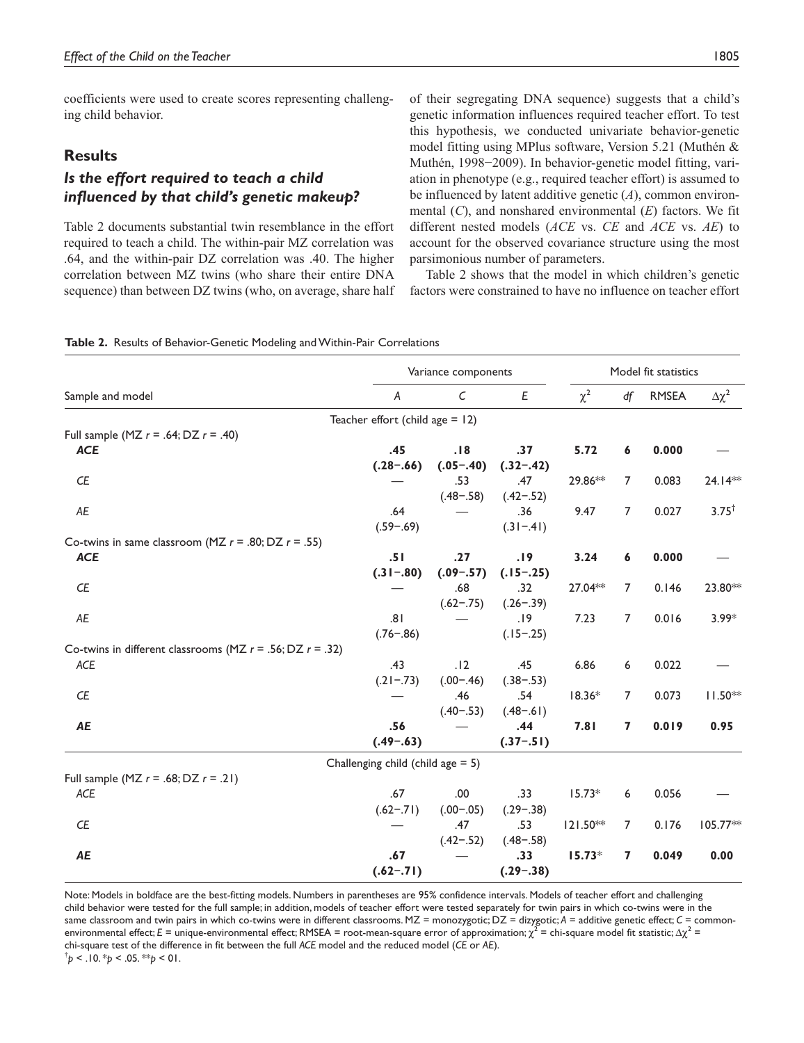coefficients were used to create scores representing challenging child behavior.

## Results

### Is the effort required to teach a child influenced by that child's genetic makeup?

Table 2 documents substantial twin resemblance in the effort required to teach a child. The within-pair MZ correlation was .64, and the within-pair DZ correlation was .40. The higher correlation between MZ twins (who share their entire DNA sequence) than between DZ twins (who, on average, share half of their segregating DNA sequence) suggests that a child's genetic information influences required teacher effort. To test this hypothesis, we conducted univariate behavior-genetic model fitting using MPlus software, Version 5.21 (Muthén & Muthén, 1998−2009). In behavior-genetic model fitting, variation in phenotype (e.g., required teacher effort) is assumed to be influenced by latent additive genetic (*A*), common environmental (*C*), and nonshared environmental (*E*) factors. We fit different nested models (*ACE* vs. *CE* and *ACE* vs. *AE*) to account for the observed covariance structure using the most parsimonious number of parameters.

Table 2 shows that the model in which children's genetic factors were constrained to have no influence on teacher effort

**Table 2.** Results of Behavior-Genetic Modeling and Within-Pair Correlations

| Sample and model | Variance components | | | Model fit statistics | | | |
|---|---|---|---|---|---|---|---|
| | *A* | *C* | *E* | $\chi^2$ | *df* | RMSEA | $\Delta\chi^2$ |
| **Teacher effort (child age = 12)** | | | | | | | |
| Full sample (MZ *r* = .64; DZ *r* = .40) | | | | | | | |
| ***ACE*** | **.45 (.28−.66)** | **.18 (.05−.40)** | **.37 (.32−.42)** | **5.72** | **6** | **0.000** | — |
| *CE* | — | .53 (.48−.58) | .47 (.42−.52) | 29.86** | 7 | 0.083 | 24.14** |
| *AE* | .64 (.59−.69) | — | .36 (.31−.41) | 9.47 | 7 | 0.027 | $3.75^{\dagger}$ |
| Co-twins in same classroom (MZ *r* = .80; DZ *r* = .55) | | | | | | | |
| ***ACE*** | **.51 (.31−.80)** | **.27 (.09−.57)** | **.19 (.15−.25)** | **3.24** | **6** | **0.000** | — |
| *CE* | — | .68 (.62−.75) | .32 (.26−.39) | 27.04** | 7 | 0.146 | 23.80** |
| *AE* | .81 (.76−.86) | — | .19 (.15−.25) | 7.23 | 7 | 0.016 | 3.99* |
| Co-twins in different classrooms (MZ *r* = .56; DZ *r* = .32) | | | | | | | |
| *ACE* | .43 (.21−.73) | .12 (.00−.46) | .45 (.38−.53) | 6.86 | 6 | 0.022 | — |
| *CE* | — | .46 (.40−.53) | .54 (.48−.61) | 18.36* | 7 | 0.073 | 11.50** |
| ***AE*** | **.56 (.49−.63)** | — | **.44 (.37−.51)** | **7.81** | **7** | **0.019** | **0.95** |
| **Challenging child (child age = 5)** | | | | | | | |
| Full sample (MZ *r* = .68; DZ *r* = .21) | | | | | | | |
| *ACE* | .67 (.62−.71) | .00 (.00−.05) | .33 (.29−.38) | 15.73* | 6 | 0.056 | — |
| *CE* | — | .47 (.42−.52) | .53 (.48−.58) | 121.50** | 7 | 0.176 | 105.77** |
| ***AE*** | **.67 (.62−.71)** | — | **.33 (.29−.38)** | **15.73*** | **7** | **0.049** | **0.00** |

Note: Models in boldface are the best-fitting models. Numbers in parentheses are 95% confidence intervals. Models of teacher effort and challenging child behavior were tested for the full sample; in addition, models of teacher effort were tested separately for twin pairs in which co-twins were in the same classroom and twin pairs in which co-twins were in different classrooms. MZ = monozygotic; DZ = dizygotic; *A* = additive genetic effect; *C* = common-environmental effect; *E* = unique-environmental effect; RMSEA = root-mean-square error of approximation; $\chi^2$ = chi-square model fit statistic; $\Delta\chi^2$ = chi-square test of the difference in fit between the full *ACE* model and the reduced model (*CE* or *AE*).
$^{\dagger}p < .10$. $^{*}p < .05$. $^{**}p < .01$.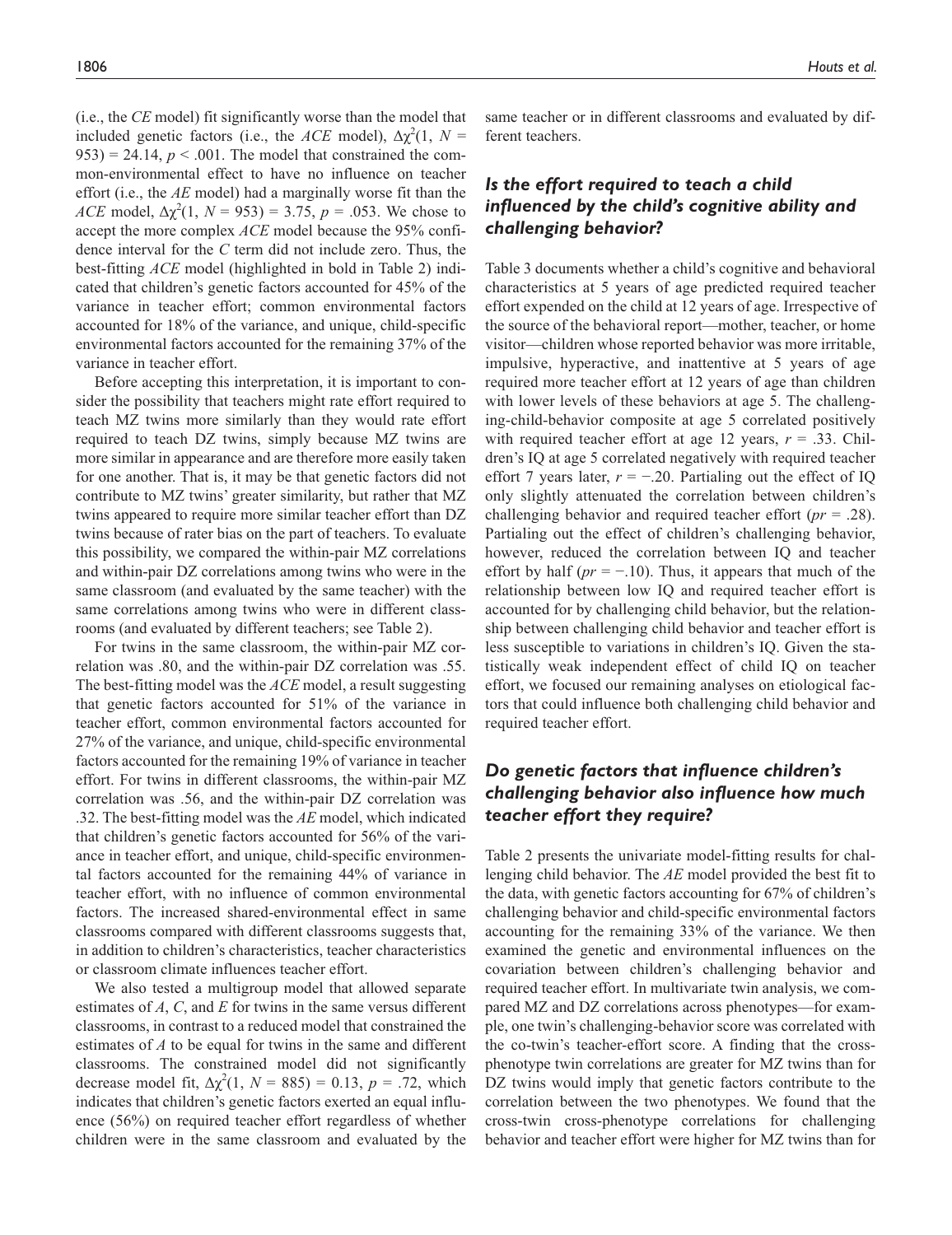(i.e., the *CE* model) fit significantly worse than the model that included genetic factors (i.e., the *ACE* model), $\Delta\chi^2(1, N = 953) = 24.14$, $p < .001$. The model that constrained the common-environmental effect to have no influence on teacher effort (i.e., the *AE* model) had a marginally worse fit than the *ACE* model, $\Delta\chi^2(1, N = 953) = 3.75$, $p = .053$. We chose to accept the more complex *ACE* model because the 95% confidence interval for the *C* term did not include zero. Thus, the best-fitting *ACE* model (highlighted in bold in Table 2) indicated that children's genetic factors accounted for 45% of the variance in teacher effort; common environmental factors accounted for 18% of the variance, and unique, child-specific environmental factors accounted for the remaining 37% of the variance in teacher effort.

Before accepting this interpretation, it is important to consider the possibility that teachers might rate effort required to teach MZ twins more similarly than they would rate effort required to teach DZ twins, simply because MZ twins are more similar in appearance and are therefore more easily taken for one another. That is, it may be that genetic factors did not contribute to MZ twins' greater similarity, but rather that MZ twins appeared to require more similar teacher effort than DZ twins because of rater bias on the part of teachers. To evaluate this possibility, we compared the within-pair MZ correlations and within-pair DZ correlations among twins who were in the same classroom (and evaluated by the same teacher) with the same correlations among twins who were in different classrooms (and evaluated by different teachers; see Table 2).

For twins in the same classroom, the within-pair MZ correlation was .80, and the within-pair DZ correlation was .55. The best-fitting model was the *ACE* model, a result suggesting that genetic factors accounted for 51% of the variance in teacher effort, common environmental factors accounted for 27% of the variance, and unique, child-specific environmental factors accounted for the remaining 19% of variance in teacher effort. For twins in different classrooms, the within-pair MZ correlation was .56, and the within-pair DZ correlation was .32. The best-fitting model was the *AE* model, which indicated that children's genetic factors accounted for 56% of the variance in teacher effort, and unique, child-specific environmental factors accounted for the remaining 44% of variance in teacher effort, with no influence of common environmental factors. The increased shared-environmental effect in same classrooms compared with different classrooms suggests that, in addition to children's characteristics, teacher characteristics or classroom climate influences teacher effort.

We also tested a multigroup model that allowed separate estimates of *A*, *C*, and *E* for twins in the same versus different classrooms, in contrast to a reduced model that constrained the estimates of *A* to be equal for twins in the same and different classrooms. The constrained model did not significantly decrease model fit, $\Delta\chi^2(1, N = 885) = 0.13$, $p = .72$, which indicates that children's genetic factors exerted an equal influence (56%) on required teacher effort regardless of whether children were in the same classroom and evaluated by the same teacher or in different classrooms and evaluated by different teachers.

## *Is the effort required to teach a child influenced by the child's cognitive ability and challenging behavior?*

Table 3 documents whether a child's cognitive and behavioral characteristics at 5 years of age predicted required teacher effort expended on the child at 12 years of age. Irrespective of the source of the behavioral report—mother, teacher, or home visitor—children whose reported behavior was more irritable, impulsive, hyperactive, and inattentive at 5 years of age required more teacher effort at 12 years of age than children with lower levels of these behaviors at age 5. The challenging-child-behavior composite at age 5 correlated positively with required teacher effort at age 12 years, $r = .33$. Children's IQ at age 5 correlated negatively with required teacher effort 7 years later, $r = -.20$. Partialing out the effect of IQ only slightly attenuated the correlation between children's challenging behavior and required teacher effort ($pr = .28$). Partialing out the effect of children's challenging behavior, however, reduced the correlation between IQ and teacher effort by half ($pr = -.10$). Thus, it appears that much of the relationship between low IQ and required teacher effort is accounted for by challenging child behavior, but the relationship between challenging child behavior and teacher effort is less susceptible to variations in children's IQ. Given the statistically weak independent effect of child IQ on teacher effort, we focused our remaining analyses on etiological factors that could influence both challenging child behavior and required teacher effort.

## *Do genetic factors that influence children's challenging behavior also influence how much teacher effort they require?*

Table 2 presents the univariate model-fitting results for challenging child behavior. The *AE* model provided the best fit to the data, with genetic factors accounting for 67% of children's challenging behavior and child-specific environmental factors accounting for the remaining 33% of the variance. We then examined the genetic and environmental influences on the covariation between children's challenging behavior and required teacher effort. In multivariate twin analysis, we compared MZ and DZ correlations across phenotypes—for example, one twin's challenging-behavior score was correlated with the co-twin's teacher-effort score. A finding that the cross-phenotype twin correlations are greater for MZ twins than for DZ twins would imply that genetic factors contribute to the correlation between the two phenotypes. We found that the cross-twin cross-phenotype correlations for challenging behavior and teacher effort were higher for MZ twins than for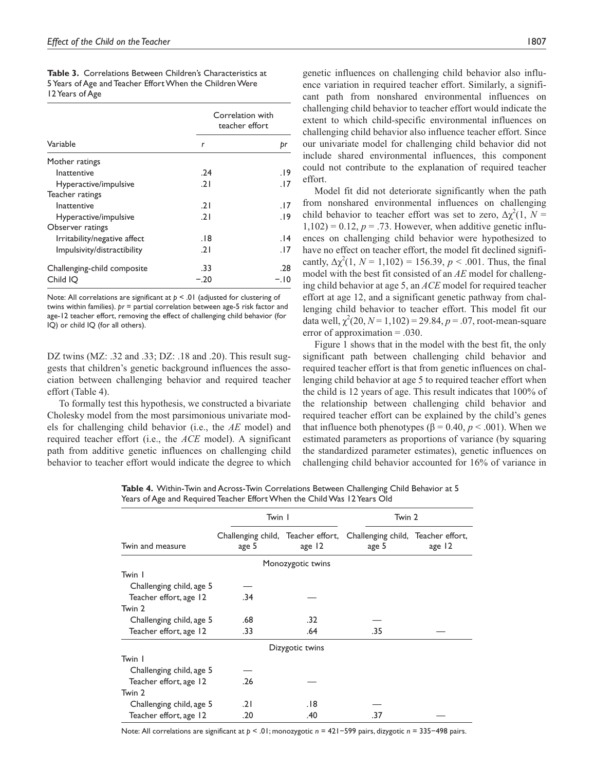**Table 3.** Correlations Between Children's Characteristics at 5 Years of Age and Teacher Effort When the Children Were 12 Years of Age

| Variable | Correlation with teacher effort | |
|---|---|---|
| | *r* | *pr* |
| Mother ratings | | |
| Inattentive | .24 | .19 |
| Hyperactive/impulsive | .21 | .17 |
| Teacher ratings | | |
| Inattentive | .21 | .17 |
| Hyperactive/impulsive | .21 | .19 |
| Observer ratings | | |
| Irritability/negative affect | .18 | .14 |
| Impulsivity/distractibility | .21 | .17 |
| Challenging-child composite | .33 | .28 |
| Child IQ | −.20 | −.10 |

Note: All correlations are significant at $p < .01$ (adjusted for clustering of twins within families). *pr* = partial correlation between age-5 risk factor and age-12 teacher effort, removing the effect of challenging child behavior (for IQ) or child IQ (for all others).

DZ twins (MZ: .32 and .33; DZ: .18 and .20). This result suggests that children's genetic background influences the association between challenging behavior and required teacher effort (Table 4).

To formally test this hypothesis, we constructed a bivariate Cholesky model from the most parsimonious univariate models for challenging child behavior (i.e., the *AE* model) and required teacher effort (i.e., the *ACE* model). A significant path from additive genetic influences on challenging child behavior to teacher effort would indicate the degree to which genetic influences on challenging child behavior also influence variation in required teacher effort. Similarly, a significant path from nonshared environmental influences on challenging child behavior to teacher effort would indicate the extent to which child-specific environmental influences on challenging child behavior also influence teacher effort. Since our univariate model for challenging child behavior did not include shared environmental influences, this component could not contribute to the explanation of required teacher effort.

Model fit did not deteriorate significantly when the path from nonshared environmental influences on challenging child behavior to teacher effort was set to zero, $\Delta\chi^2(1, N = 1{,}102) = 0.12$, $p = .73$. However, when additive genetic influences on challenging child behavior were hypothesized to have no effect on teacher effort, the model fit declined significantly, $\Delta\chi^2(1, N = 1{,}102) = 156.39$, $p < .001$. Thus, the final model with the best fit consisted of an *AE* model for challenging child behavior at age 5, an *ACE* model for required teacher effort at age 12, and a significant genetic pathway from challenging child behavior to teacher effort. This model fit our data well, $\chi^2(20, N = 1{,}102) = 29.84$, $p = .07$, root-mean-square error of approximation = .030.

Figure 1 shows that in the model with the best fit, the only significant path between challenging child behavior and required teacher effort is that from genetic influences on challenging child behavior at age 5 to required teacher effort when the child is 12 years of age. This result indicates that 100% of the relationship between challenging child behavior and required teacher effort can be explained by the child's genes that influence both phenotypes ($\beta = 0.40$, $p < .001$). When we estimated parameters as proportions of variance (by squaring the standardized parameter estimates), genetic influences on challenging child behavior accounted for 16% of variance in

**Table 4.** Within-Twin and Across-Twin Correlations Between Challenging Child Behavior at 5 Years of Age and Required Teacher Effort When the Child Was 12 Years Old

| Twin and measure | Twin 1 | | Twin 2 | |
|---|---|---|---|---|
| | Challenging child, age 5 | Teacher effort, age 12 | Challenging child, age 5 | Teacher effort, age 12 |
| **Monozygotic twins** | | | | |
| Twin 1 | | | | |
| Challenging child, age 5 | — | | | |
| Teacher effort, age 12 | .34 | — | | |
| Twin 2 | | | | |
| Challenging child, age 5 | .68 | .32 | — | |
| Teacher effort, age 12 | .33 | .64 | .35 | — |
| **Dizygotic twins** | | | | |
| Twin 1 | | | | |
| Challenging child, age 5 | — | | | |
| Teacher effort, age 12 | .26 | — | | |
| Twin 2 | | | | |
| Challenging child, age 5 | .21 | .18 | — | |
| Teacher effort, age 12 | .20 | .40 | .37 | — |

Note: All correlations are significant at $p < .01$; monozygotic $n$ = 421−599 pairs, dizygotic $n$ = 335−498 pairs.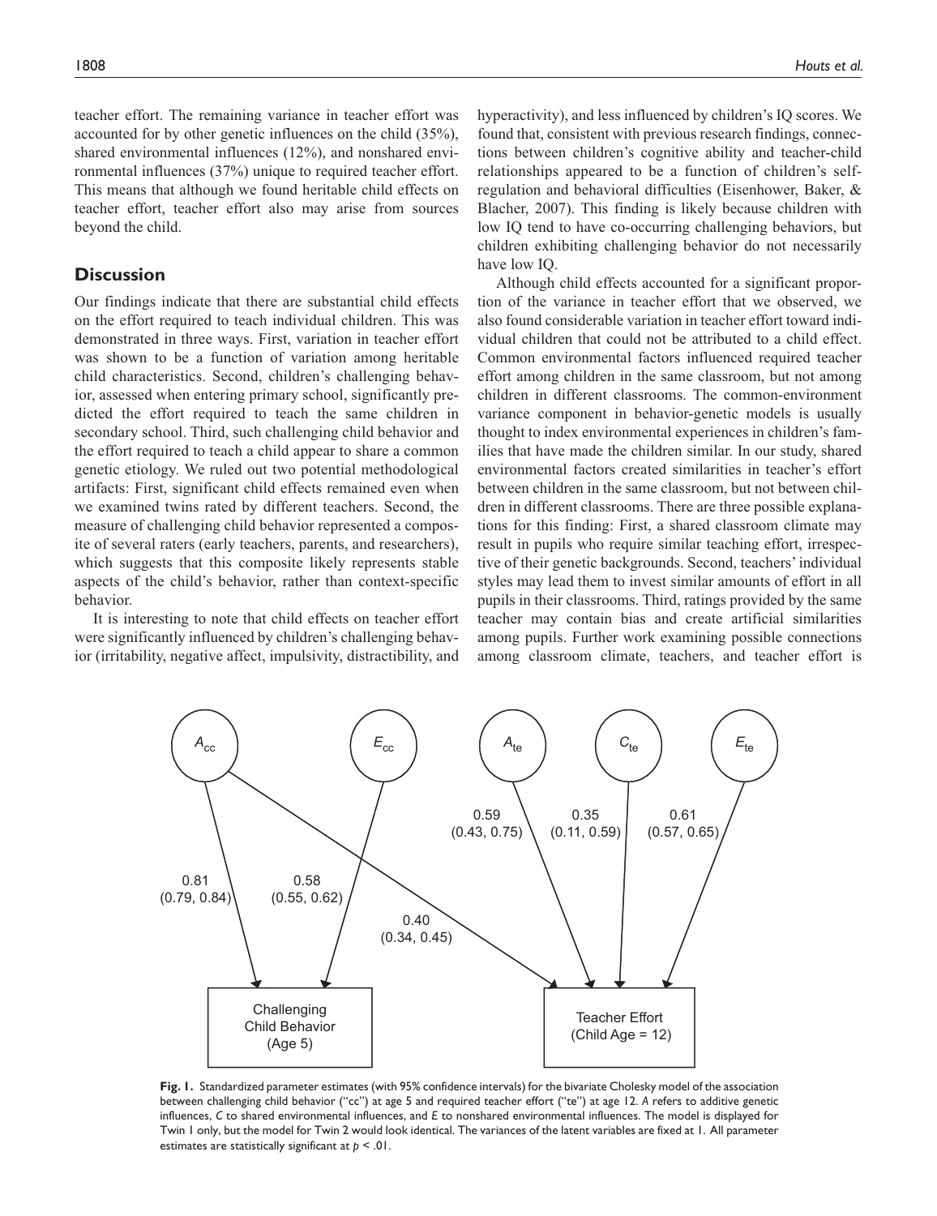teacher effort. The remaining variance in teacher effort was accounted for by other genetic influences on the child (35%), shared environmental influences (12%), and nonshared environmental influences (37%) unique to required teacher effort. This means that although we found heritable child effects on teacher effort, teacher effort also may arise from sources beyond the child.

## Discussion

Our findings indicate that there are substantial child effects on the effort required to teach individual children. This was demonstrated in three ways. First, variation in teacher effort was shown to be a function of variation among heritable child characteristics. Second, children's challenging behavior, assessed when entering primary school, significantly predicted the effort required to teach the same children in secondary school. Third, such challenging child behavior and the effort required to teach a child appear to share a common genetic etiology. We ruled out two potential methodological artifacts: First, significant child effects remained even when we examined twins rated by different teachers. Second, the measure of challenging child behavior represented a composite of several raters (early teachers, parents, and researchers), which suggests that this composite likely represents stable aspects of the child's behavior, rather than context-specific behavior.

It is interesting to note that child effects on teacher effort were significantly influenced by children's challenging behavior (irritability, negative affect, impulsivity, distractibility, and hyperactivity), and less influenced by children's IQ scores. We found that, consistent with previous research findings, connections between children's cognitive ability and teacher-child relationships appeared to be a function of children's self-regulation and behavioral difficulties (Eisenhower, Baker, & Blacher, 2007). This finding is likely because children with low IQ tend to have co-occurring challenging behaviors, but children exhibiting challenging behavior do not necessarily have low IQ.

Although child effects accounted for a significant proportion of the variance in teacher effort that we observed, we also found considerable variation in teacher effort toward individual children that could not be attributed to a child effect. Common environmental factors influenced required teacher effort among children in the same classroom, but not among children in different classrooms. The common-environment variance component in behavior-genetic models is usually thought to index environmental experiences in children's families that have made the children similar. In our study, shared environmental factors created similarities in teacher's effort between children in the same classroom, but not between children in different classrooms. There are three possible explanations for this finding: First, a shared classroom climate may result in pupils who require similar teaching effort, irrespective of their genetic backgrounds. Second, teachers' individual styles may lead them to invest similar amounts of effort in all pupils in their classrooms. Third, ratings provided by the same teacher may contain bias and create artificial similarities among pupils. Further work examining possible connections among classroom climate, teachers, and teacher effort is

**Fig. 1.** Standardized parameter estimates (with 95% confidence intervals) for the bivariate Cholesky model of the association between challenging child behavior ("cc") at age 5 and required teacher effort ("te") at age 12. *A* refers to additive genetic influences, *C* to shared environmental influences, and *E* to nonshared environmental influences. The model is displayed for Twin 1 only, but the model for Twin 2 would look identical. The variances of the latent variables are fixed at 1. All parameter estimates are statistically significant at $p < .01$.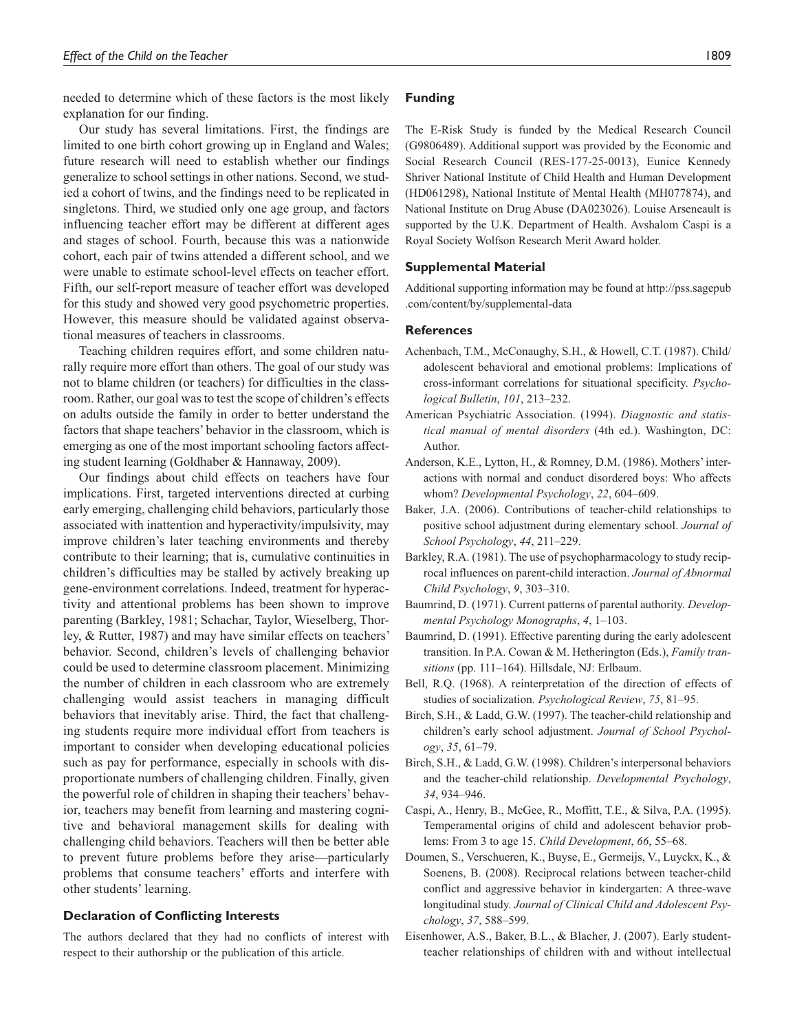needed to determine which of these factors is the most likely explanation for our finding.

Our study has several limitations. First, the findings are limited to one birth cohort growing up in England and Wales; future research will need to establish whether our findings generalize to school settings in other nations. Second, we studied a cohort of twins, and the findings need to be replicated in singletons. Third, we studied only one age group, and factors influencing teacher effort may be different at different ages and stages of school. Fourth, because this was a nationwide cohort, each pair of twins attended a different school, and we were unable to estimate school-level effects on teacher effort. Fifth, our self-report measure of teacher effort was developed for this study and showed very good psychometric properties. However, this measure should be validated against observational measures of teachers in classrooms.

Teaching children requires effort, and some children naturally require more effort than others. The goal of our study was not to blame children (or teachers) for difficulties in the classroom. Rather, our goal was to test the scope of children's effects on adults outside the family in order to better understand the factors that shape teachers' behavior in the classroom, which is emerging as one of the most important schooling factors affecting student learning (Goldhaber & Hannaway, 2009).

Our findings about child effects on teachers have four implications. First, targeted interventions directed at curbing early emerging, challenging child behaviors, particularly those associated with inattention and hyperactivity/impulsivity, may improve children's later teaching environments and thereby contribute to their learning; that is, cumulative continuities in children's difficulties may be stalled by actively breaking up gene-environment correlations. Indeed, treatment for hyperactivity and attentional problems has been shown to improve parenting (Barkley, 1981; Schachar, Taylor, Wieselberg, Thorley, & Rutter, 1987) and may have similar effects on teachers' behavior. Second, children's levels of challenging behavior could be used to determine classroom placement. Minimizing the number of children in each classroom who are extremely challenging would assist teachers in managing difficult behaviors that inevitably arise. Third, the fact that challenging students require more individual effort from teachers is important to consider when developing educational policies such as pay for performance, especially in schools with disproportionate numbers of challenging children. Finally, given the powerful role of children in shaping their teachers' behavior, teachers may benefit from learning and mastering cognitive and behavioral management skills for dealing with challenging child behaviors. Teachers will then be better able to prevent future problems before they arise—particularly problems that consume teachers' efforts and interfere with other students' learning.

### Declaration of Conflicting Interests

The authors declared that they had no conflicts of interest with respect to their authorship or the publication of this article.

### Funding

The E-Risk Study is funded by the Medical Research Council (G9806489). Additional support was provided by the Economic and Social Research Council (RES-177-25-0013), Eunice Kennedy Shriver National Institute of Child Health and Human Development (HD061298), National Institute of Mental Health (MH077874), and National Institute on Drug Abuse (DA023026). Louise Arseneault is supported by the U.K. Department of Health. Avshalom Caspi is a Royal Society Wolfson Research Merit Award holder.

### Supplemental Material

Additional supporting information may be found at http://pss.sagepub.com/content/by/supplemental-data

### References

Achenbach, T.M., McConaughy, S.H., & Howell, C.T. (1987). Child/adolescent behavioral and emotional problems: Implications of cross-informant correlations for situational specificity. *Psychological Bulletin*, *101*, 213–232.

American Psychiatric Association. (1994). *Diagnostic and statistical manual of mental disorders* (4th ed.). Washington, DC: Author.

Anderson, K.E., Lytton, H., & Romney, D.M. (1986). Mothers' interactions with normal and conduct disordered boys: Who affects whom? *Developmental Psychology*, *22*, 604–609.

Baker, J.A. (2006). Contributions of teacher-child relationships to positive school adjustment during elementary school. *Journal of School Psychology*, *44*, 211–229.

Barkley, R.A. (1981). The use of psychopharmacology to study reciprocal influences on parent-child interaction. *Journal of Abnormal Child Psychology*, *9*, 303–310.

Baumrind, D. (1971). Current patterns of parental authority. *Developmental Psychology Monographs*, *4*, 1–103.

Baumrind, D. (1991). Effective parenting during the early adolescent transition. In P.A. Cowan & M. Hetherington (Eds.), *Family transitions* (pp. 111–164). Hillsdale, NJ: Erlbaum.

Bell, R.Q. (1968). A reinterpretation of the direction of effects of studies of socialization. *Psychological Review*, *75*, 81–95.

Birch, S.H., & Ladd, G.W. (1997). The teacher-child relationship and children's early school adjustment. *Journal of School Psychology*, *35*, 61–79.

Birch, S.H., & Ladd, G.W. (1998). Children's interpersonal behaviors and the teacher-child relationship. *Developmental Psychology*, *34*, 934–946.

Caspi, A., Henry, B., McGee, R., Moffitt, T.E., & Silva, P.A. (1995). Temperamental origins of child and adolescent behavior problems: From 3 to age 15. *Child Development*, *66*, 55–68.

Doumen, S., Verschueren, K., Buyse, E., Germeijs, V., Luyckx, K., & Soenens, B. (2008). Reciprocal relations between teacher-child conflict and aggressive behavior in kindergarten: A three-wave longitudinal study. *Journal of Clinical Child and Adolescent Psychology*, *37*, 588–599.

Eisenhower, A.S., Baker, B.L., & Blacher, J. (2007). Early student-teacher relationships of children with and without intellectual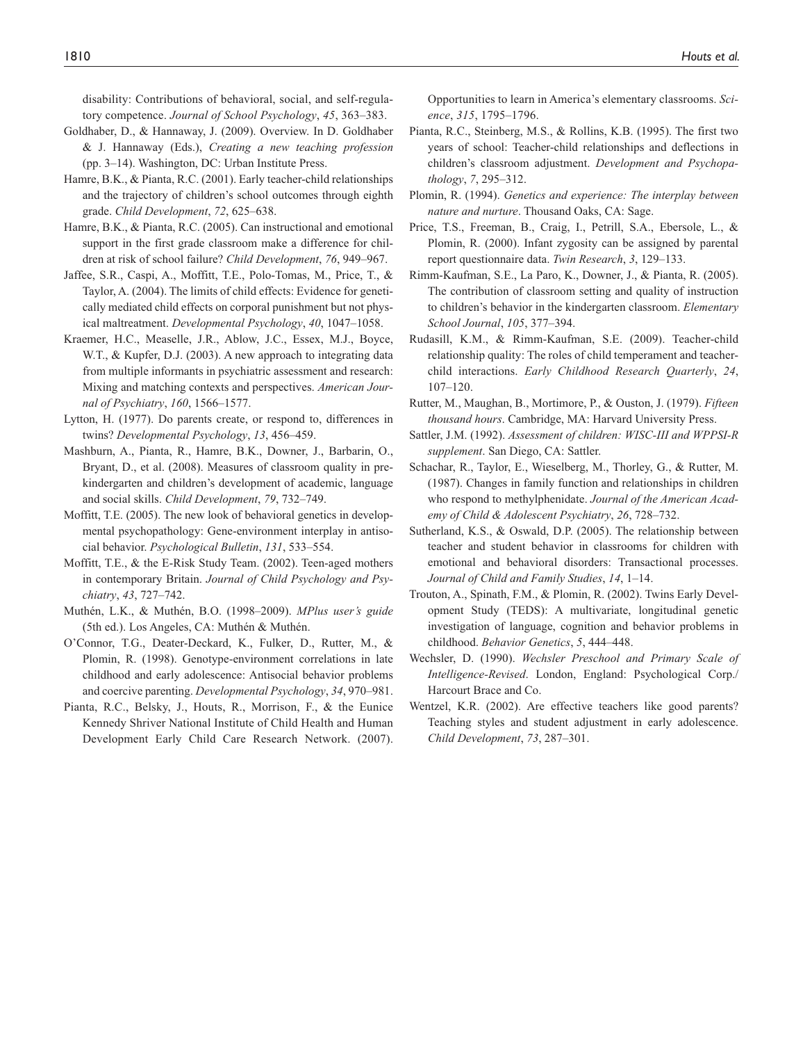disability: Contributions of behavioral, social, and self-regulatory competence. *Journal of School Psychology*, *45*, 363–383.

Goldhaber, D., & Hannaway, J. (2009). Overview. In D. Goldhaber & J. Hannaway (Eds.), *Creating a new teaching profession* (pp. 3–14). Washington, DC: Urban Institute Press.

Hamre, B.K., & Pianta, R.C. (2001). Early teacher-child relationships and the trajectory of children's school outcomes through eighth grade. *Child Development*, *72*, 625–638.

Hamre, B.K., & Pianta, R.C. (2005). Can instructional and emotional support in the first grade classroom make a difference for children at risk of school failure? *Child Development*, *76*, 949–967.

Jaffee, S.R., Caspi, A., Moffitt, T.E., Polo-Tomas, M., Price, T., & Taylor, A. (2004). The limits of child effects: Evidence for genetically mediated child effects on corporal punishment but not physical maltreatment. *Developmental Psychology*, *40*, 1047–1058.

Kraemer, H.C., Measelle, J.R., Ablow, J.C., Essex, M.J., Boyce, W.T., & Kupfer, D.J. (2003). A new approach to integrating data from multiple informants in psychiatric assessment and research: Mixing and matching contexts and perspectives. *American Journal of Psychiatry*, *160*, 1566–1577.

Lytton, H. (1977). Do parents create, or respond to, differences in twins? *Developmental Psychology*, *13*, 456–459.

Mashburn, A., Pianta, R., Hamre, B.K., Downer, J., Barbarin, O., Bryant, D., et al. (2008). Measures of classroom quality in prekindergarten and children's development of academic, language and social skills. *Child Development*, *79*, 732–749.

Moffitt, T.E. (2005). The new look of behavioral genetics in developmental psychopathology: Gene-environment interplay in antisocial behavior. *Psychological Bulletin*, *131*, 533–554.

Moffitt, T.E., & the E-Risk Study Team. (2002). Teen-aged mothers in contemporary Britain. *Journal of Child Psychology and Psychiatry*, *43*, 727–742.

Muthén, L.K., & Muthén, B.O. (1998–2009). *MPlus user's guide* (5th ed.). Los Angeles, CA: Muthén & Muthén.

O'Connor, T.G., Deater-Deckard, K., Fulker, D., Rutter, M., & Plomin, R. (1998). Genotype-environment correlations in late childhood and early adolescence: Antisocial behavior problems and coercive parenting. *Developmental Psychology*, *34*, 970–981.

Pianta, R.C., Belsky, J., Houts, R., Morrison, F., & the Eunice Kennedy Shriver National Institute of Child Health and Human Development Early Child Care Research Network. (2007). Opportunities to learn in America's elementary classrooms. *Science*, *315*, 1795–1796.

Pianta, R.C., Steinberg, M.S., & Rollins, K.B. (1995). The first two years of school: Teacher-child relationships and deflections in children's classroom adjustment. *Development and Psychopathology*, *7*, 295–312.

Plomin, R. (1994). *Genetics and experience: The interplay between nature and nurture*. Thousand Oaks, CA: Sage.

Price, T.S., Freeman, B., Craig, I., Petrill, S.A., Ebersole, L., & Plomin, R. (2000). Infant zygosity can be assigned by parental report questionnaire data. *Twin Research*, *3*, 129–133.

Rimm-Kaufman, S.E., La Paro, K., Downer, J., & Pianta, R. (2005). The contribution of classroom setting and quality of instruction to children's behavior in the kindergarten classroom. *Elementary School Journal*, *105*, 377–394.

Rudasill, K.M., & Rimm-Kaufman, S.E. (2009). Teacher-child relationship quality: The roles of child temperament and teacher-child interactions. *Early Childhood Research Quarterly*, *24*, 107–120.

Rutter, M., Maughan, B., Mortimore, P., & Ouston, J. (1979). *Fifteen thousand hours*. Cambridge, MA: Harvard University Press.

Sattler, J.M. (1992). *Assessment of children: WISC-III and WPPSI-R supplement*. San Diego, CA: Sattler.

Schachar, R., Taylor, E., Wieselberg, M., Thorley, G., & Rutter, M. (1987). Changes in family function and relationships in children who respond to methylphenidate. *Journal of the American Academy of Child & Adolescent Psychiatry*, *26*, 728–732.

Sutherland, K.S., & Oswald, D.P. (2005). The relationship between teacher and student behavior in classrooms for children with emotional and behavioral disorders: Transactional processes. *Journal of Child and Family Studies*, *14*, 1–14.

Trouton, A., Spinath, F.M., & Plomin, R. (2002). Twins Early Development Study (TEDS): A multivariate, longitudinal genetic investigation of language, cognition and behavior problems in childhood. *Behavior Genetics*, *5*, 444–448.

Wechsler, D. (1990). *Wechsler Preschool and Primary Scale of Intelligence-Revised*. London, England: Psychological Corp./ Harcourt Brace and Co.

Wentzel, K.R. (2002). Are effective teachers like good parents? Teaching styles and student adjustment in early adolescence. *Child Development*, *73*, 287–301.